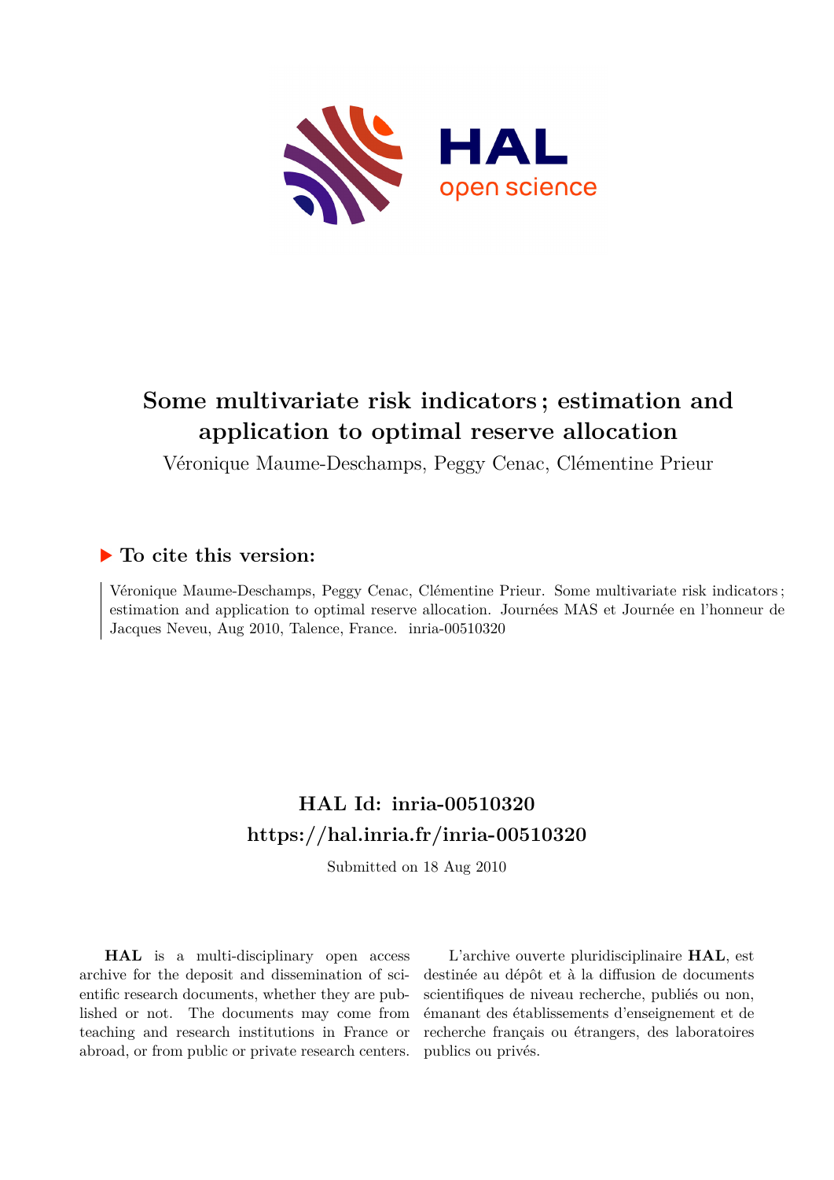# Some multivariate risk indicators ; estimation and application to optimal reserve allocation

Véronique Maume-Deschamps, Peggy Cenac, Clémentine Prieur

## ▶ To cite this version:

Véronique Maume-Deschamps, Peggy Cenac, Clémentine Prieur. Some multivariate risk indicators ; estimation and application to optimal reserve allocation. Journées MAS et Journée en l'honneur de Jacques Neveu, Aug 2010, Talence, France. inria-00510320

## HAL Id: inria-00510320
## https://hal.inria.fr/inria-00510320

Submitted on 18 Aug 2010

**HAL** is a multi-disciplinary open access archive for the deposit and dissemination of scientific research documents, whether they are published or not. The documents may come from teaching and research institutions in France or abroad, or from public or private research centers.

L'archive ouverte pluridisciplinaire **HAL**, est destinée au dépôt et à la diffusion de documents scientifiques de niveau recherche, publiés ou non, émanant des établissements d'enseignement et de recherche français ou étrangers, des laboratoires publics ou privés.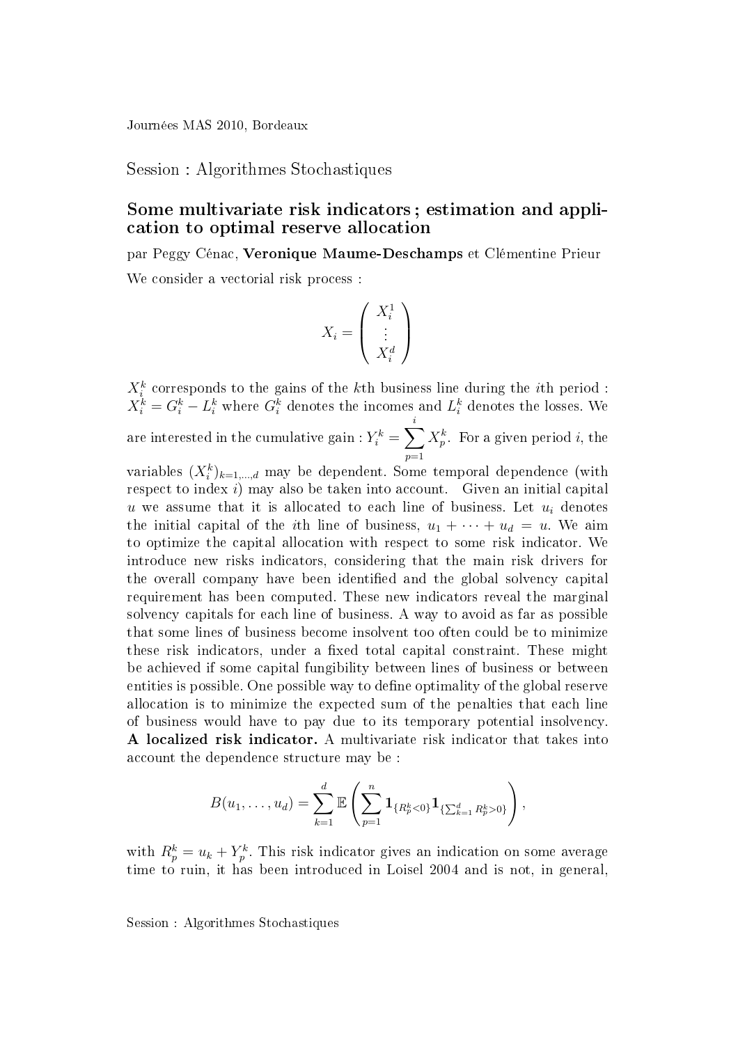Journées MAS 2010, Bordeaux

Session : Algorithmes Stochastiques

## Some multivariate risk indicators ; estimation and application to optimal reserve allocation

par Peggy Cénac, **Veronique Maume-Deschamps** et Clémentine Prieur

We consider a vectorial risk process :

$$X_i = \begin{pmatrix} X_i^1 \\ \vdots \\ X_i^d \end{pmatrix}$$

$X_i^k$ corresponds to the gains of the $k$th business line during the $i$th period : $X_i^k = G_i^k - L_i^k$ where $G_i^k$ denotes the incomes and $L_i^k$ denotes the losses. We are interested in the cumulative gain : $Y_i^k = \sum_{p=1}^{i} X_p^k$. For a given period $i$, the variables $(X_i^k)_{k=1,\ldots,d}$ may be dependent. Some temporal dependence (with respect to index $i$) may also be taken into account. Given an initial capital $u$ we assume that it is allocated to each line of business. Let $u_i$ denotes the initial capital of the $i$th line of business, $u_1 + \cdots + u_d = u$. We aim to optimize the capital allocation with respect to some risk indicator. We introduce new risks indicators, considering that the main risk drivers for the overall company have been identified and the global solvency capital requirement has been computed. These new indicators reveal the marginal solvency capitals for each line of business. A way to avoid as far as possible that some lines of business become insolvent too often could be to minimize these risk indicators, under a fixed total capital constraint. These might be achieved if some capital fungibility between lines of business or between entities is possible. One possible way to define optimality of the global reserve allocation is to minimize the expected sum of the penalties that each line of business would have to pay due to its temporary potential insolvency.
**A localized risk indicator.** A multivariate risk indicator that takes into account the dependence structure may be :

$$B(u_1, \ldots, u_d) = \sum_{k=1}^{d} \mathbb{E}\left( \sum_{p=1}^{n} \mathbf{1}_{\{R_p^k < 0\}} \mathbf{1}_{\{\sum_{k=1}^{d} R_p^k > 0\}} \right),$$

with $R_p^k = u_k + Y_p^k$. This risk indicator gives an indication on some average time to ruin, it has been introduced in Loisel 2004 and is not, in general,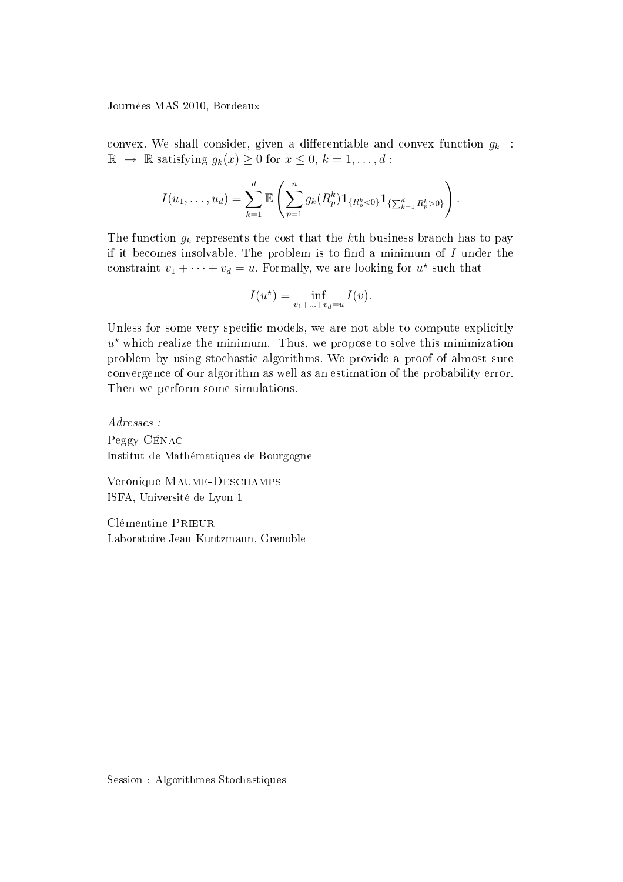convex. We shall consider, given a differentiable and convex function $g_k$ : $\mathbb{R} \to \mathbb{R}$ satisfying $g_k(x) \geq 0$ for $x \leq 0$, $k = 1, \ldots, d$ :

$$I(u_1, \ldots, u_d) = \sum_{k=1}^{d} \mathbb{E}\left( \sum_{p=1}^{n} g_k(R_p^k) \mathbf{1}_{\{R_p^k < 0\}} \mathbf{1}_{\{\sum_{k=1}^{d} R_p^k > 0\}} \right).$$

The function $g_k$ represents the cost that the $k$th business branch has to pay if it becomes insolvable. The problem is to find a minimum of $I$ under the constraint $v_1 + \cdots + v_d = u$. Formally, we are looking for $u^\star$ such that

$$I(u^\star) = \inf_{v_1 + \ldots + v_d = u} I(v).$$

Unless for some very specific models, we are not able to compute explicitly $u^\star$ which realize the minimum. Thus, we propose to solve this minimization problem by using stochastic algorithms. We provide a proof of almost sure convergence of our algorithm as well as an estimation of the probability error. Then we perform some simulations.

*Adresses :*

Peggy Cénac
Institut de Mathématiques de Bourgogne

Veronique Maume-Deschamps
ISFA, Université de Lyon 1

Clémentine Prieur
Laboratoire Jean Kuntzmann, Grenoble

Session : Algorithmes Stochastiques